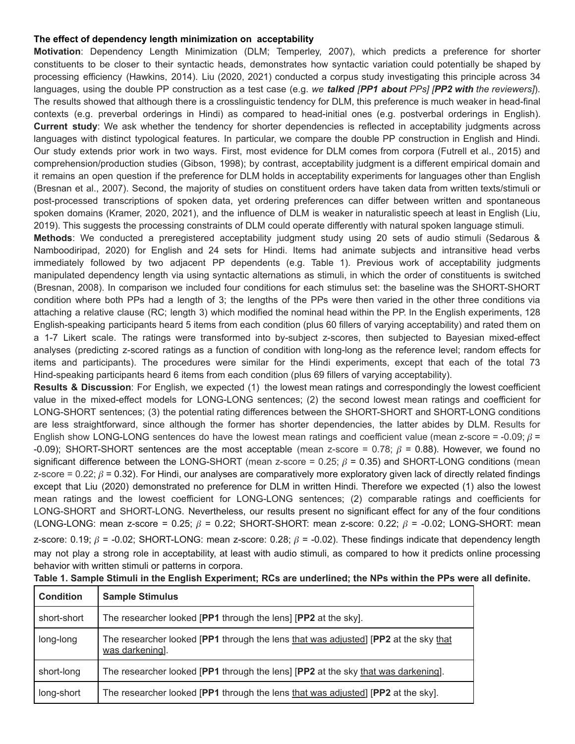**The effect of dependency length minimization on acceptability**

**Motivation**: Dependency Length Minimization (DLM; Temperley, 2007), which predicts a preference for shorter constituents to be closer to their syntactic heads, demonstrates how syntactic variation could potentially be shaped by processing efficiency (Hawkins, 2014). Liu (2020, 2021) conducted a corpus study investigating this principle across 34 languages, using the double PP construction as a test case (e.g. *we* ***talked*** *[**PP1 about** PPs] [**PP2 with** the reviewers]*). The results showed that although there is a crosslinguistic tendency for DLM, this preference is much weaker in head-final contexts (e.g. preverbal orderings in Hindi) as compared to head-initial ones (e.g. postverbal orderings in English).

**Current study**: We ask whether the tendency for shorter dependencies is reflected in acceptability judgments across languages with distinct typological features. In particular, we compare the double PP construction in English and Hindi. Our study extends prior work in two ways. First, most evidence for DLM comes from corpora (Futrell et al., 2015) and comprehension/production studies (Gibson, 1998); by contrast, acceptability judgment is a different empirical domain and it remains an open question if the preference for DLM holds in acceptability experiments for languages other than English (Bresnan et al., 2007). Second, the majority of studies on constituent orders have taken data from written texts/stimuli or post-processed transcriptions of spoken data, yet ordering preferences can differ between written and spontaneous spoken domains (Kramer, 2020, 2021), and the influence of DLM is weaker in naturalistic speech at least in English (Liu, 2019). This suggests the processing constraints of DLM could operate differently with natural spoken language stimuli.

**Methods**: We conducted a preregistered acceptability judgment study using 20 sets of audio stimuli (Sedarous & Namboodiripad, 2020) for English and 24 sets for Hindi. Items had animate subjects and intransitive head verbs immediately followed by two adjacent PP dependents (e.g. Table 1). Previous work of acceptability judgments manipulated dependency length via using syntactic alternations as stimuli, in which the order of constituents is switched (Bresnan, 2008). In comparison we included four conditions for each stimulus set: the baseline was the SHORT-SHORT condition where both PPs had a length of 3; the lengths of the PPs were then varied in the other three conditions via attaching a relative clause (RC; length 3) which modified the nominal head within the PP. In the English experiments, 128 English-speaking participants heard 5 items from each condition (plus 60 fillers of varying acceptability) and rated them on a 1-7 Likert scale. The ratings were transformed into by-subject z-scores, then subjected to Bayesian mixed-effect analyses (predicting z-scored ratings as a function of condition with long-long as the reference level; random effects for items and participants). The procedures were similar for the Hindi experiments, except that each of the total 73 Hind-speaking participants heard 6 items from each condition (plus 69 fillers of varying acceptability).

**Results & Discussion**: For English, we expected (1) the lowest mean ratings and correspondingly the lowest coefficient value in the mixed-effect models for LONG-LONG sentences; (2) the second lowest mean ratings and coefficient for LONG-SHORT sentences; (3) the potential rating differences between the SHORT-SHORT and SHORT-LONG conditions are less straightforward, since although the former has shorter dependencies, the latter abides by DLM. Results for English show LONG-LONG sentences do have the lowest mean ratings and coefficient value (mean z-score = -0.09; $\beta$ = -0.09); SHORT-SHORT sentences are the most acceptable (mean z-score = 0.78; $\beta$ = 0.88). However, we found no significant difference between the LONG-SHORT (mean z-score = 0.25; $\beta$ = 0.35) and SHORT-LONG conditions (mean z-score = 0.22; $\beta$ = 0.32). For Hindi, our analyses are comparatively more exploratory given lack of directly related findings except that Liu (2020) demonstrated no preference for DLM in written Hindi. Therefore we expected (1) also the lowest mean ratings and the lowest coefficient for LONG-LONG sentences; (2) comparable ratings and coefficients for LONG-SHORT and SHORT-LONG. Nevertheless, our results present no significant effect for any of the four conditions (LONG-LONG: mean z-score = 0.25; $\beta$ = 0.22; SHORT-SHORT: mean z-score: 0.22; $\beta$ = -0.02; LONG-SHORT: mean z-score: 0.19; $\beta$ = -0.02; SHORT-LONG: mean z-score: 0.28; $\beta$ = -0.02). These findings indicate that dependency length may not play a strong role in acceptability, at least with audio stimuli, as compared to how it predicts online processing behavior with written stimuli or patterns in corpora.

**Table 1. Sample Stimuli in the English Experiment; RCs are underlined; the NPs within the PPs were all definite.**

| **Condition** | **Sample Stimulus** |
|---|---|
| short-short | The researcher looked [**PP1** through the lens] [**PP2** at the sky]. |
| long-long | The researcher looked [**PP1** through the lens <u>that was adjusted</u>] [**PP2** at the sky <u>that was darkening</u>]. |
| short-long | The researcher looked [**PP1** through the lens] [**PP2** at the sky <u>that was darkening</u>]. |
| long-short | The researcher looked [**PP1** through the lens <u>that was adjusted</u>] [**PP2** at the sky]. |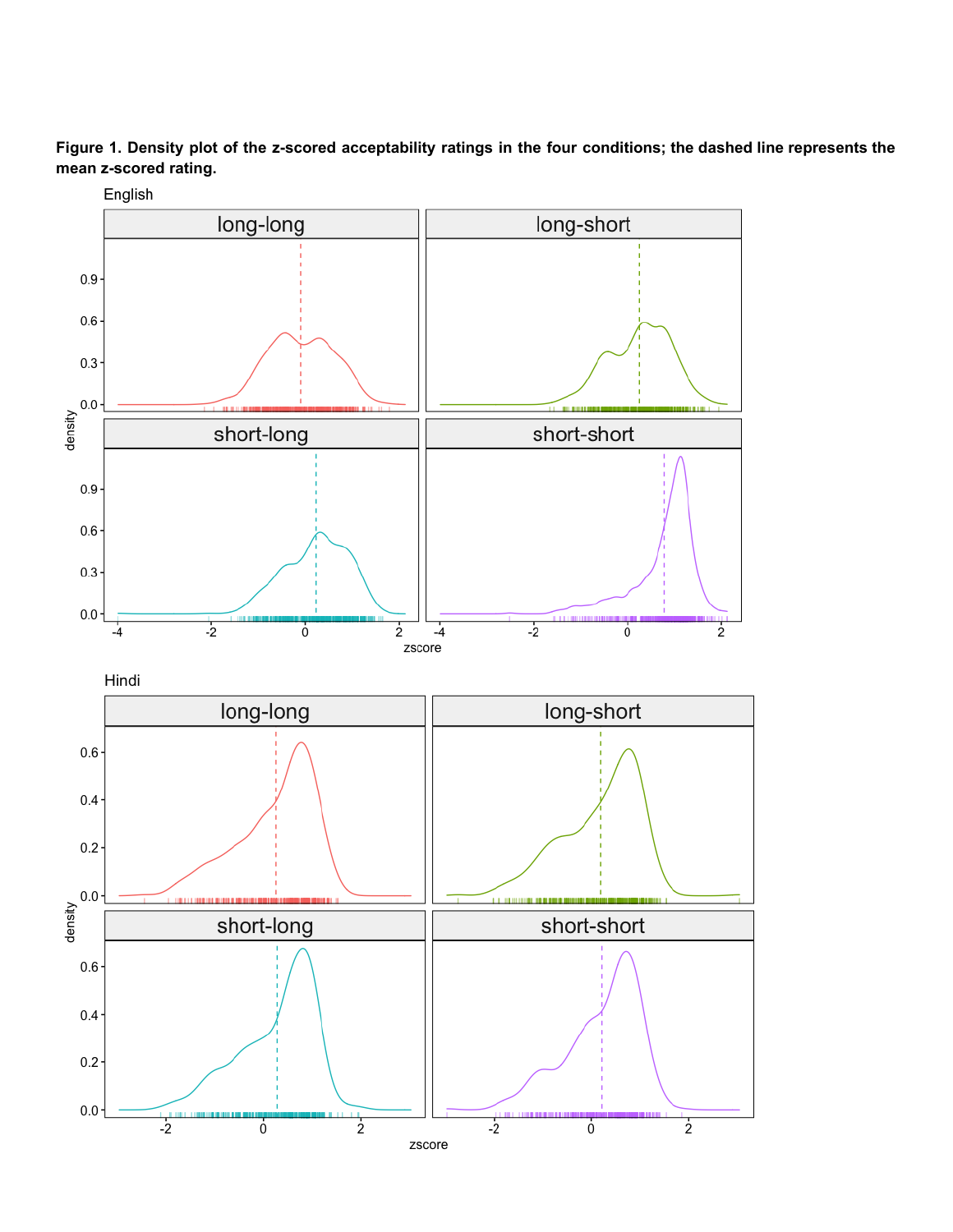**Figure 1. Density plot of the z-scored acceptability ratings in the four conditions; the dashed line represents the mean z-scored rating.**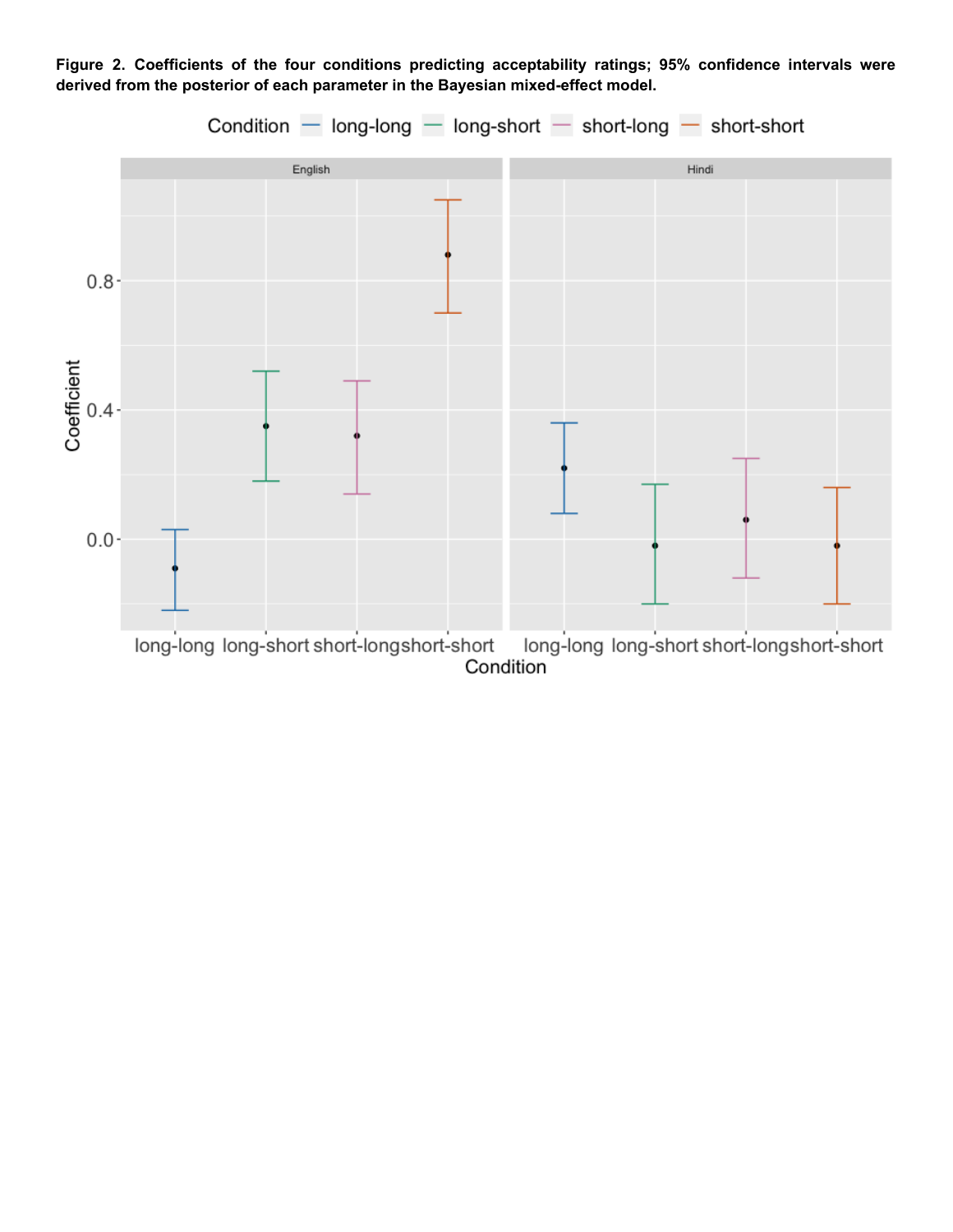**Figure 2. Coefficients of the four conditions predicting acceptability ratings; 95% confidence intervals were derived from the posterior of each parameter in the Bayesian mixed-effect model.**

Condition — long-long — long-short — short-long — short-short

English

Hindi

Coefficient

0.8

0.4

0.0

long-long long-short short-long short-short

long-long long-short short-long short-short

Condition